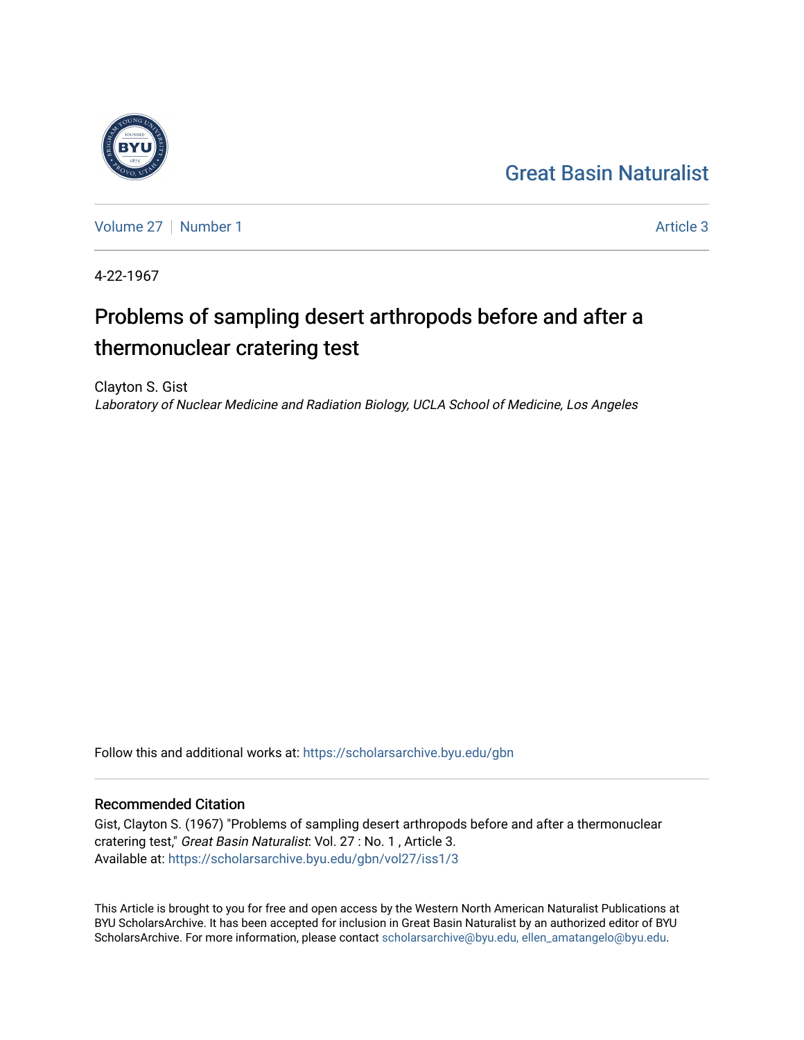Great Basin Naturalist

Volume 27 | Number 1 Article 3

4-22-1967

# Problems of sampling desert arthropods before and after a thermonuclear cratering test

Clayton S. Gist
*Laboratory of Nuclear Medicine and Radiation Biology, UCLA School of Medicine, Los Angeles*

Follow this and additional works at: https://scholarsarchive.byu.edu/gbn

## Recommended Citation

Gist, Clayton S. (1967) "Problems of sampling desert arthropods before and after a thermonuclear cratering test," *Great Basin Naturalist*: Vol. 27 : No. 1 , Article 3.
Available at: https://scholarsarchive.byu.edu/gbn/vol27/iss1/3

This Article is brought to you for free and open access by the Western North American Naturalist Publications at BYU ScholarsArchive. It has been accepted for inclusion in Great Basin Naturalist by an authorized editor of BYU ScholarsArchive. For more information, please contact scholarsarchive@byu.edu, ellen_amatangelo@byu.edu.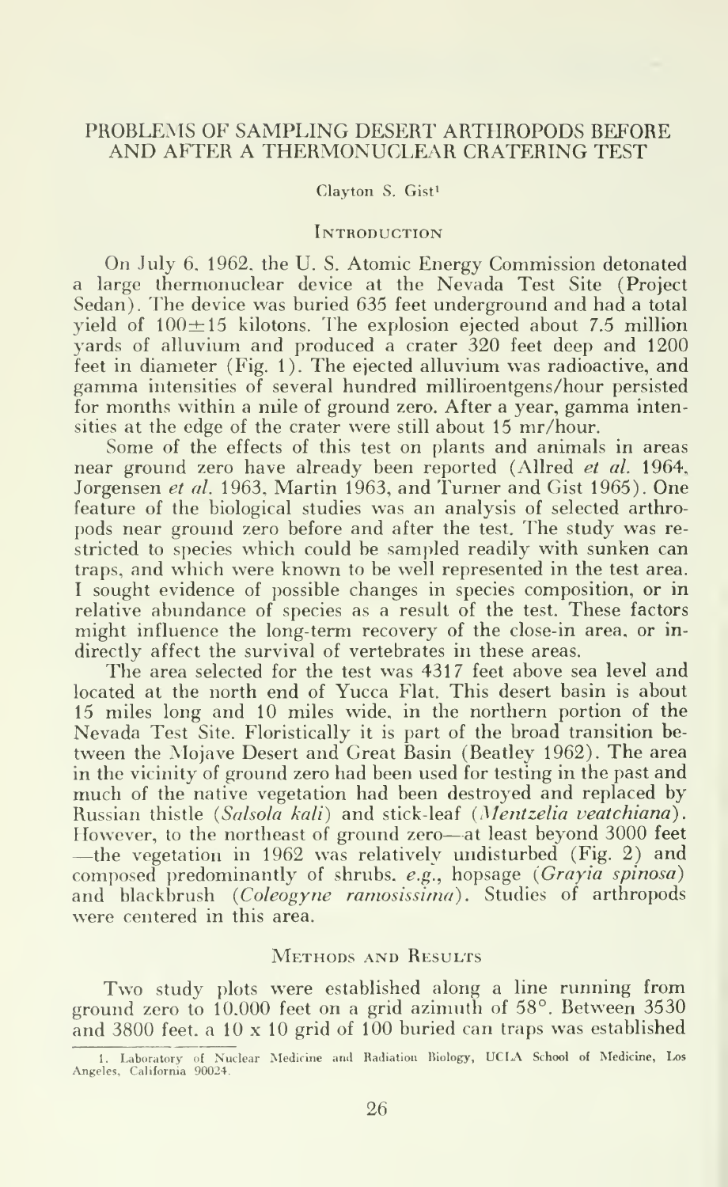# PROBLEMS OF SAMPLING DESERT ARTHROPODS BEFORE AND AFTER A THERMONUCLEAR CRATERING TEST

Clayton S. Gist[1]

## Introduction

On July 6, 1962, the U. S. Atomic Energy Commission detonated a large thermonuclear device at the Nevada Test Site (Project Sedan). The device was buried 635 feet underground and had a total yield of $100 \pm 15$ kilotons. The explosion ejected about 7.5 million yards of alluvium and produced a crater 320 feet deep and 1200 feet in diameter (Fig. 1). The ejected alluvium was radioactive, and gamma intensities of several hundred milliroentgens/hour persisted for months within a mile of ground zero. After a year, gamma intensities at the edge of the crater were still about 15 mr/hour.

Some of the effects of this test on plants and animals in areas near ground zero have already been reported (Allred *et al.* 1964, Jorgensen *et al.* 1963, Martin 1963, and Turner and Gist 1965). One feature of the biological studies was an analysis of selected arthropods near ground zero before and after the test. The study was restricted to species which could be sampled readily with sunken can traps, and which were known to be well represented in the test area. I sought evidence of possible changes in species composition, or in relative abundance of species as a result of the test. These factors might influence the long-term recovery of the close-in area, or indirectly affect the survival of vertebrates in these areas.

The area selected for the test was 4317 feet above sea level and located at the north end of Yucca Flat. This desert basin is about 15 miles long and 10 miles wide, in the northern portion of the Nevada Test Site. Floristically it is part of the broad transition between the Mojave Desert and Great Basin (Beatley 1962). The area in the vicinity of ground zero had been used for testing in the past and much of the native vegetation had been destroyed and replaced by Russian thistle (*Salsola kali*) and stick-leaf (*Mentzelia veatchiana*). However, to the northeast of ground zero—at least beyond 3000 feet—the vegetation in 1962 was relatively undisturbed (Fig. 2) and composed predominantly of shrubs, *e.g.*, hopsage (*Grayia spinosa*) and blackbrush (*Coleogyne ramosissima*). Studies of arthropods were centered in this area.

## Methods and Results

Two study plots were established along a line running from ground zero to 10,000 feet on a grid azimuth of 58°. Between 3530 and 3800 feet, a 10 x 10 grid of 100 buried can traps was established

[1] Laboratory of Nuclear Medicine and Radiation Biology, UCLA School of Medicine, Los Angeles, California 90024.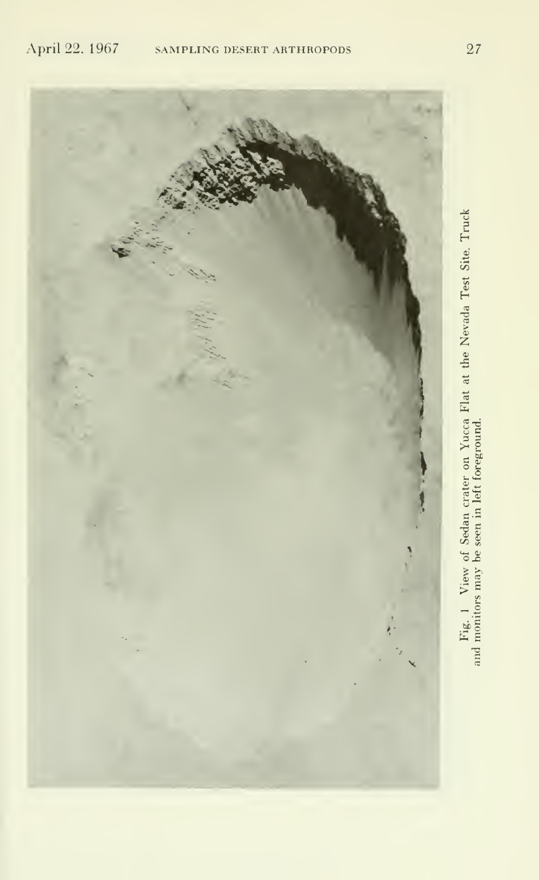Fig. 1 View of Sedan crater on Yucca Flat at the Nevada Test Site. Truck and monitors may be seen in left foreground.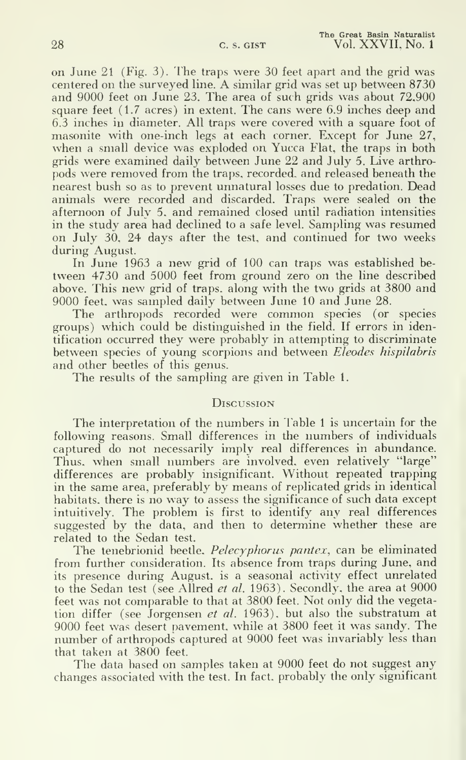on June 21 (Fig. 3). The traps were 30 feet apart and the grid was centered on the surveyed line. A similar grid was set up between 8730 and 9000 feet on June 23. The area of such grids was about 72,900 square feet (1.7 acres) in extent. The cans were 6.9 inches deep and 6.3 inches in diameter. All traps were covered with a square foot of masonite with one-inch legs at each corner. Except for June 27, when a small device was exploded on Yucca Flat, the traps in both grids were examined daily between June 22 and July 5. Live arthropods were removed from the traps, recorded, and released beneath the nearest bush so as to prevent unnatural losses due to predation. Dead animals were recorded and discarded. Traps were sealed on the afternoon of July 5, and remained closed until radiation intensities in the study area had declined to a safe level. Sampling was resumed on July 30, 24 days after the test, and continued for two weeks during August.

In June 1963 a new grid of 100 can traps was established between 4730 and 5000 feet from ground zero on the line described above. This new grid of traps, along with the two grids at 3800 and 9000 feet, was sampled daily between June 10 and June 28.

The arthropods recorded were common species (or species groups) which could be distinguished in the field. If errors in identification occurred they were probably in attempting to discriminate between species of young scorpions and between *Eleodes hispilabris* and other beetles of this genus.

The results of the sampling are given in Table 1.

## Discussion

The interpretation of the numbers in Table 1 is uncertain for the following reasons. Small differences in the numbers of individuals captured do not necessarily imply real differences in abundance. Thus, when small numbers are involved, even relatively "large" differences are probably insignificant. Without repeated trapping in the same area, preferably by means of replicated grids in identical habitats, there is no way to assess the significance of such data except intuitively. The problem is first to identify any real differences suggested by the data, and then to determine whether these are related to the Sedan test.

The tenebrionid beetle, *Pelecyphorus pantex*, can be eliminated from further consideration. Its absence from traps during June, and its presence during August, is a seasonal activity effect unrelated to the Sedan test (see Allred *et al.* 1963). Secondly, the area at 9000 feet was not comparable to that at 3800 feet. Not only did the vegetation differ (see Jorgensen *et al.* 1963), but also the substratum at 9000 feet was desert pavement, while at 3800 feet it was sandy. The number of arthropods captured at 9000 feet was invariably less than that taken at 3800 feet.

The data based on samples taken at 9000 feet do not suggest any changes associated with the test. In fact, probably the only significant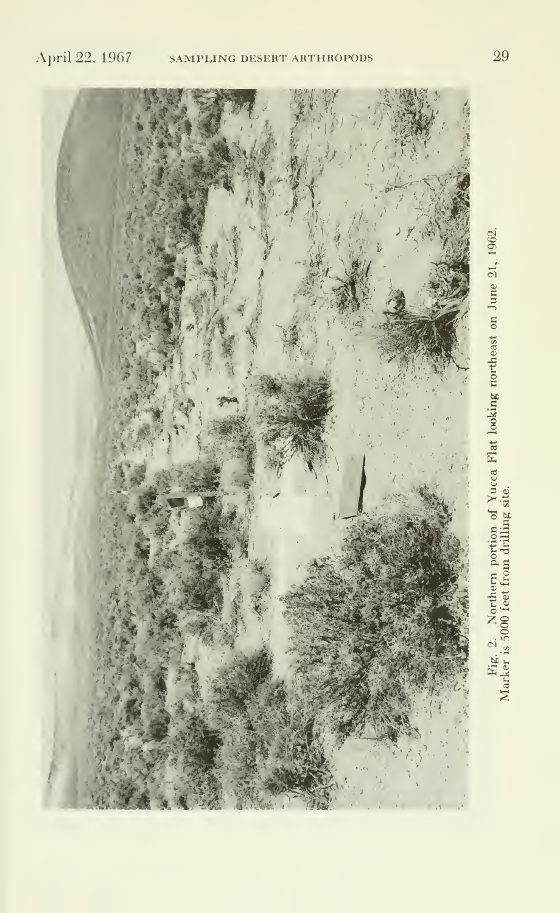Fig. 2. Northern portion of Yucca Flat looking northeast on June 21, 1962. Marker is 5000 feet from drilling site.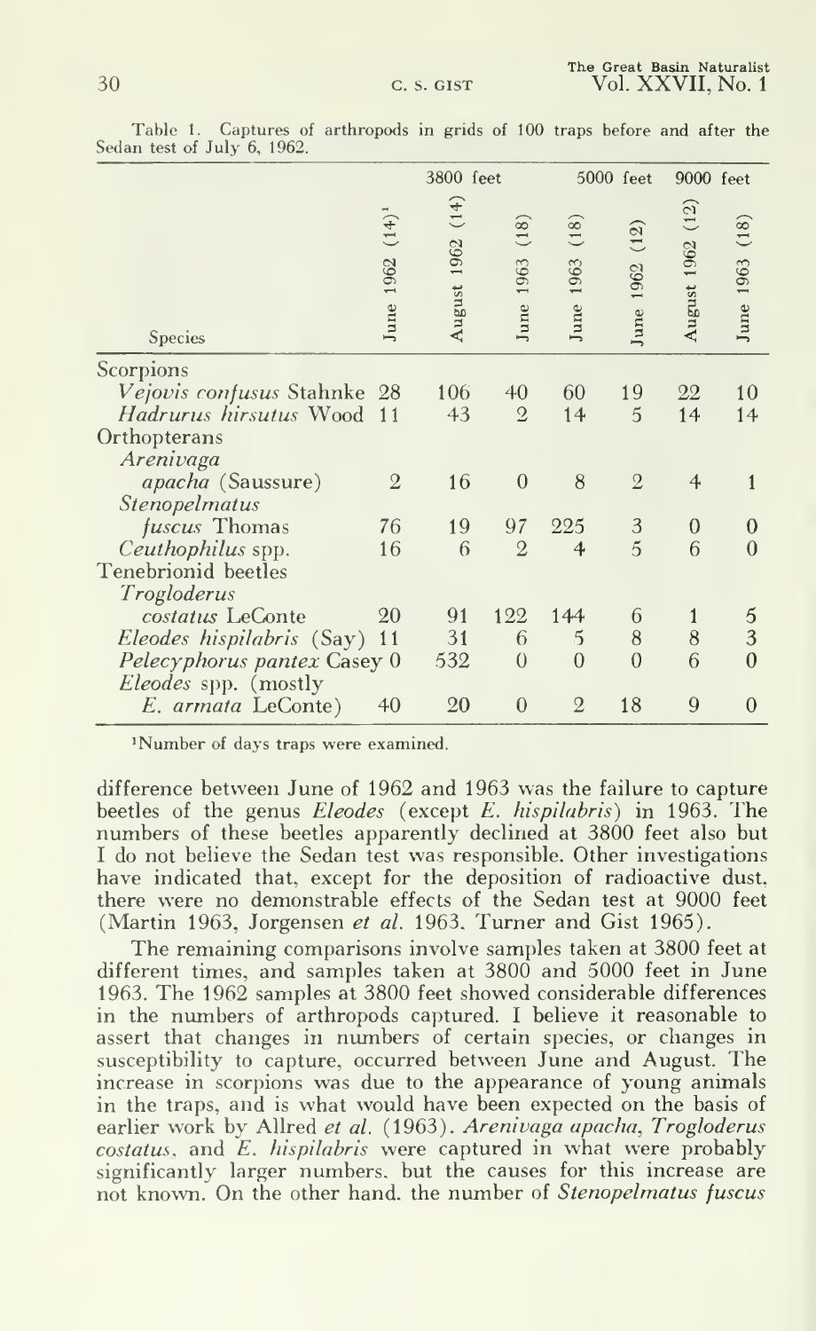Table 1. Captures of arthropods in grids of 100 traps before and after the Sedan test of July 6, 1962.

| | 3800 feet | | | | 5000 feet | 9000 feet | |
|---|---|---|---|---|---|---|---|
| Species | June 1962 (14)[1] | August 1962 (14) | June 1963 (18) | June 1963 (18) | June 1962 (12) | August 1962 (12) | June 1963 (18) |
| Scorpions | | | | | | | |
| *Vejovis confusus* Stahnke | 28 | 106 | 40 | 60 | 19 | 22 | 10 |
| *Hadrurus hirsutus* Wood | 11 | 43 | 2 | 14 | 5 | 14 | 14 |
| Orthopterans | | | | | | | |
| *Arenivaga apacha* (Saussure) | 2 | 16 | 0 | 8 | 2 | 4 | 1 |
| *Stenopelmatus fuscus* Thomas | 76 | 19 | 97 | 225 | 3 | 0 | 0 |
| *Ceuthophilus* spp. | 16 | 6 | 2 | 4 | 5 | 6 | 0 |
| Tenebrionid beetles | | | | | | | |
| *Trogloderus costatus* LeConte | 20 | 91 | 122 | 144 | 6 | 1 | 5 |
| *Eleodes hispilabris* (Say) | 11 | 31 | 6 | 5 | 8 | 8 | 3 |
| *Pelecyphorus pantex* Casey | 0 | 532 | 0 | 0 | 0 | 6 | 0 |
| *Eleodes* spp. (mostly *E. armata* LeConte) | 40 | 20 | 0 | 2 | 18 | 9 | 0 |

[1]Number of days traps were examined.

difference between June of 1962 and 1963 was the failure to capture beetles of the genus *Eleodes* (except *E. hispilabris*) in 1963. The numbers of these beetles apparently declined at 3800 feet also but I do not believe the Sedan test was responsible. Other investigations have indicated that, except for the deposition of radioactive dust, there were no demonstrable effects of the Sedan test at 9000 feet (Martin 1963, Jorgensen *et al.* 1963, Turner and Gist 1965).

The remaining comparisons involve samples taken at 3800 feet at different times, and samples taken at 3800 and 5000 feet in June 1963. The 1962 samples at 3800 feet showed considerable differences in the numbers of arthropods captured. I believe it reasonable to assert that changes in numbers of certain species, or changes in susceptibility to capture, occurred between June and August. The increase in scorpions was due to the appearance of young animals in the traps, and is what would have been expected on the basis of earlier work by Allred *et al.* (1963). *Arenivaga apacha*, *Trogloderus costatus*, and *E. hispilabris* were captured in what were probably significantly larger numbers, but the causes for this increase are not known. On the other hand, the number of *Stenopelmatus fuscus*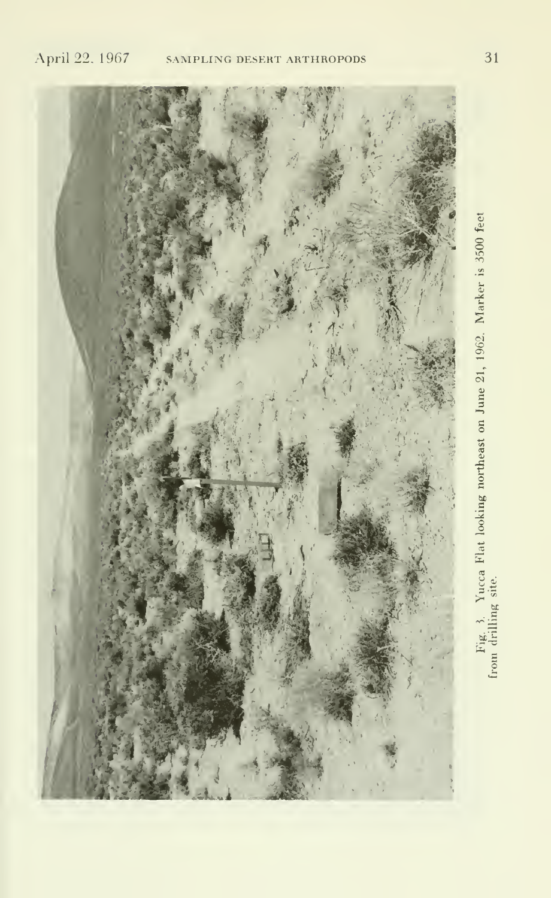Fig. 3. Yucca Flat looking northeast on June 21, 1962. Marker is 3500 feet from drilling site.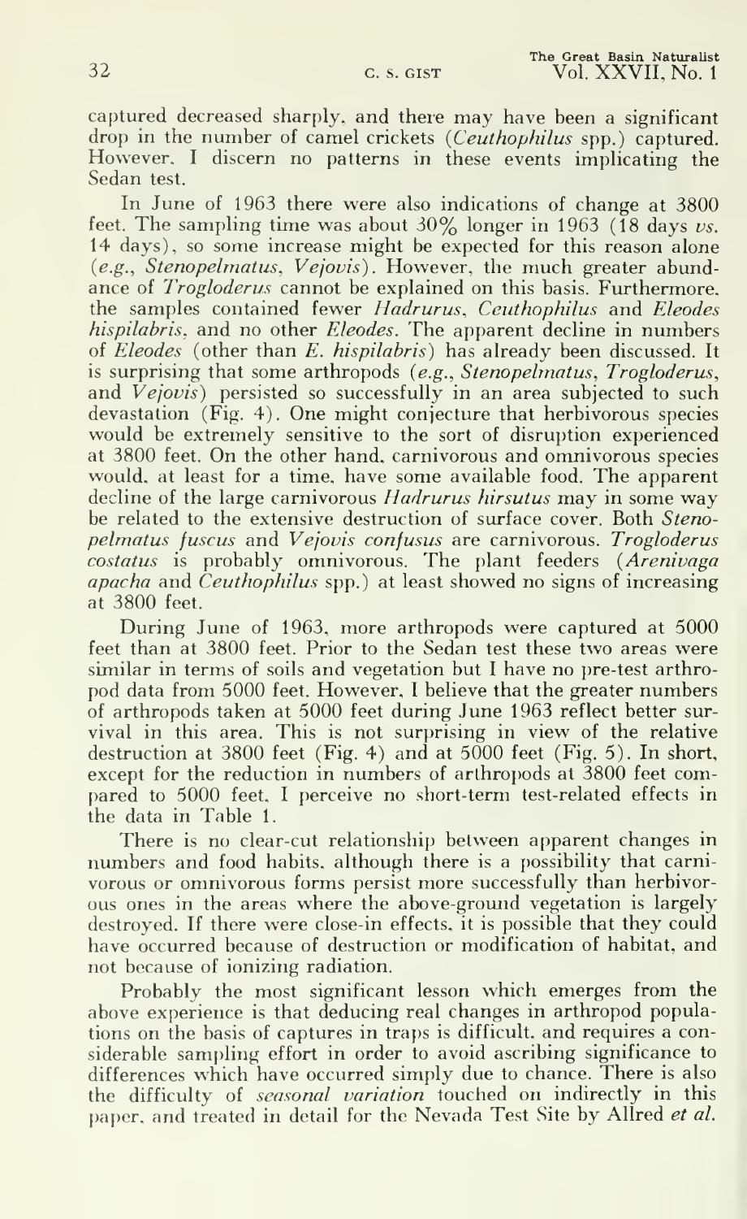captured decreased sharply, and there may have been a significant drop in the number of camel crickets (*Ceuthophilus* spp.) captured. However, I discern no patterns in these events implicating the Sedan test.

In June of 1963 there were also indications of change at 3800 feet. The sampling time was about 30% longer in 1963 (18 days *vs.* 14 days), so some increase might be expected for this reason alone (*e.g.*, *Stenopelmatus*, *Vejovis*). However, the much greater abundance of *Trogloderus* cannot be explained on this basis. Furthermore, the samples contained fewer *Hadrurus*, *Ceuthophilus* and *Eleodes hispilabris*, and no other *Eleodes*. The apparent decline in numbers of *Eleodes* (other than *E. hispilabris*) has already been discussed. It is surprising that some arthropods (*e.g.*, *Stenopelmatus*, *Trogloderus*, and *Vejovis*) persisted so successfully in an area subjected to such devastation (Fig. 4). One might conjecture that herbivorous species would be extremely sensitive to the sort of disruption experienced at 3800 feet. On the other hand, carnivorous and omnivorous species would, at least for a time, have some available food. The apparent decline of the large carnivorous *Hadrurus hirsutus* may in some way be related to the extensive destruction of surface cover. Both *Stenopelmatus fuscus* and *Vejovis confusus* are carnivorous. *Trogloderus costatus* is probably omnivorous. The plant feeders (*Arenivaga apacha* and *Ceuthophilus* spp.) at least showed no signs of increasing at 3800 feet.

During June of 1963, more arthropods were captured at 5000 feet than at 3800 feet. Prior to the Sedan test these two areas were similar in terms of soils and vegetation but I have no pre-test arthropod data from 5000 feet. However, I believe that the greater numbers of arthropods taken at 5000 feet during June 1963 reflect better survival in this area. This is not surprising in view of the relative destruction at 3800 feet (Fig. 4) and at 5000 feet (Fig. 5). In short, except for the reduction in numbers of arthropods at 3800 feet compared to 5000 feet, I perceive no short-term test-related effects in the data in Table 1.

There is no clear-cut relationship between apparent changes in numbers and food habits, although there is a possibility that carnivorous or omnivorous forms persist more successfully than herbivorous ones in the areas where the above-ground vegetation is largely destroyed. If there were close-in effects, it is possible that they could have occurred because of destruction or modification of habitat, and not because of ionizing radiation.

Probably the most significant lesson which emerges from the above experience is that deducing real changes in arthropod populations on the basis of captures in traps is difficult, and requires a considerable sampling effort in order to avoid ascribing significance to differences which have occurred simply due to chance. There is also the difficulty of *seasonal variation* touched on indirectly in this paper, and treated in detail for the Nevada Test Site by Allred *et al.*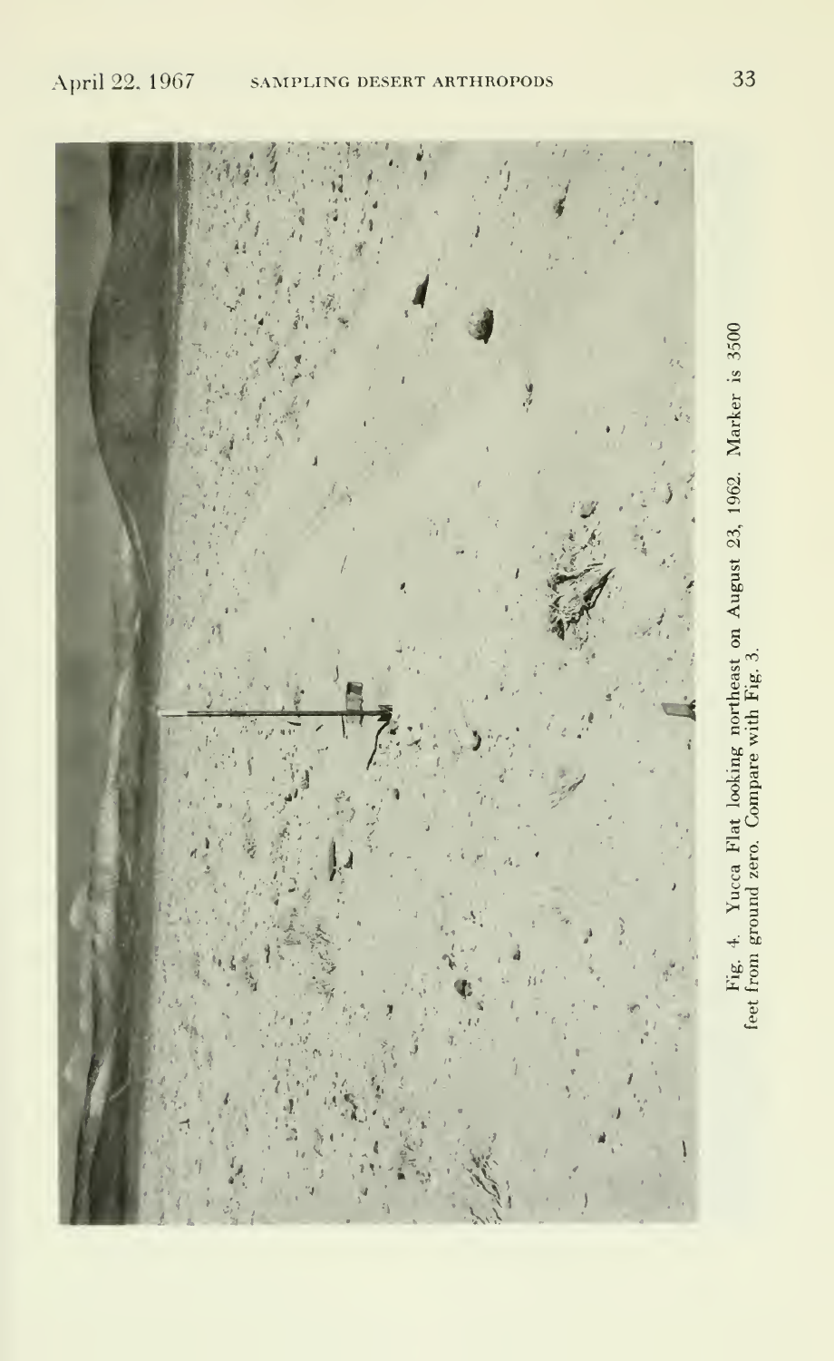Fig. 4. Yucca Flat looking northeast on August 23, 1962. Marker is 3500 feet from ground zero. Compare with Fig. 3.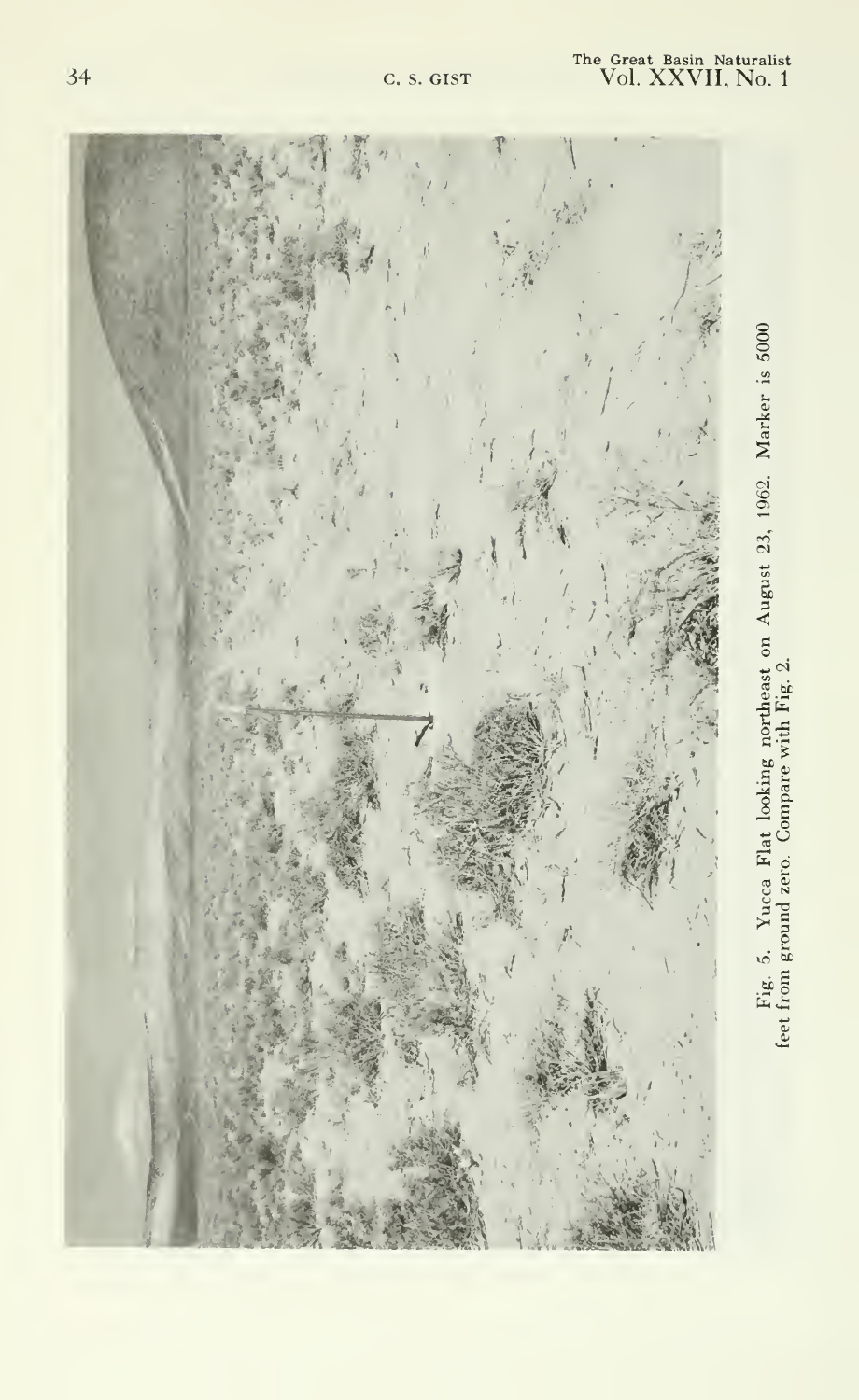Fig. 5. Yucca Flat looking northeast on August 23, 1962. Marker is 5000 feet from ground zero. Compare with Fig. 2.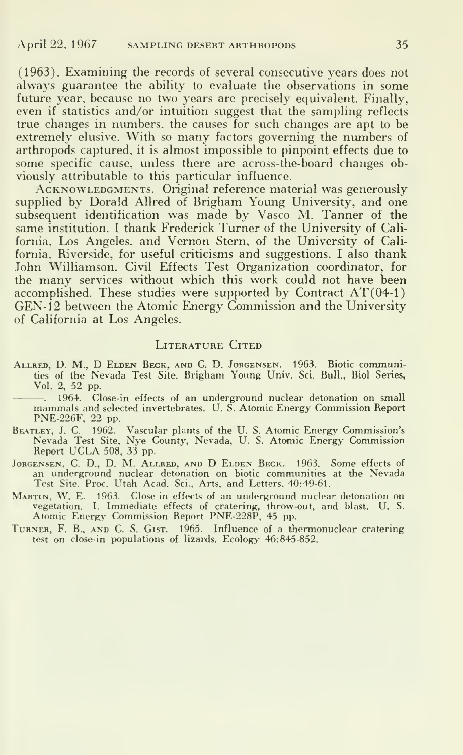(1963). Examining the records of several consecutive years does not always guarantee the ability to evaluate the observations in some future year, because no two years are precisely equivalent. Finally, even if statistics and/or intuition suggest that the sampling reflects true changes in numbers, the causes for such changes are apt to be extremely elusive. With so many factors governing the numbers of arthropods captured, it is almost impossible to pinpoint effects due to some specific cause, unless there are across-the-board changes obviously attributable to this particular influence.

Acknowledgments. Original reference material was generously supplied by Dorald Allred of Brigham Young University, and one subsequent identification was made by Vasco M. Tanner of the same institution. I thank Frederick Turner of the University of California, Los Angeles, and Vernon Stern, of the University of California, Riverside, for useful criticisms and suggestions. I also thank John Williamson, Civil Effects Test Organization coordinator, for the many services without which this work could not have been accomplished. These studies were supported by Contract AT(04-1) GEN-12 between the Atomic Energy Commission and the University of California at Los Angeles.

## Literature Cited

Allred, D. M., D Elden Beck, and C. D. Jorgensen. 1963. Biotic communities of the Nevada Test Site. Brigham Young Univ. Sci. Bull., Biol Series, Vol. 2, 52 pp.

———. 1964. Close-in effects of an underground nuclear detonation on small mammals and selected invertebrates. U. S. Atomic Energy Commission Report PNE-226F, 22 pp.

Beatley, J. C. 1962. Vascular plants of the U. S. Atomic Energy Commission's Nevada Test Site, Nye County, Nevada, U. S. Atomic Energy Commission Report UCLA 508, 33 pp.

Jorgensen, C. D., D. M. Allred, and D Elden Beck. 1963. Some effects of an underground nuclear detonation on biotic communities at the Nevada Test Site. Proc. Utah Acad. Sci., Arts, and Letters, 40:49-61.

Martin, W. E. 1963. Close-in effects of an underground nuclear detonation on vegetation. I. Immediate effects of cratering, throw-out, and blast. U. S. Atomic Energy Commission Report PNE-228P, 45 pp.

Turner, F. B., and C. S. Gist. 1965. Influence of a thermonuclear cratering test on close-in populations of lizards. Ecology 46:845-852.